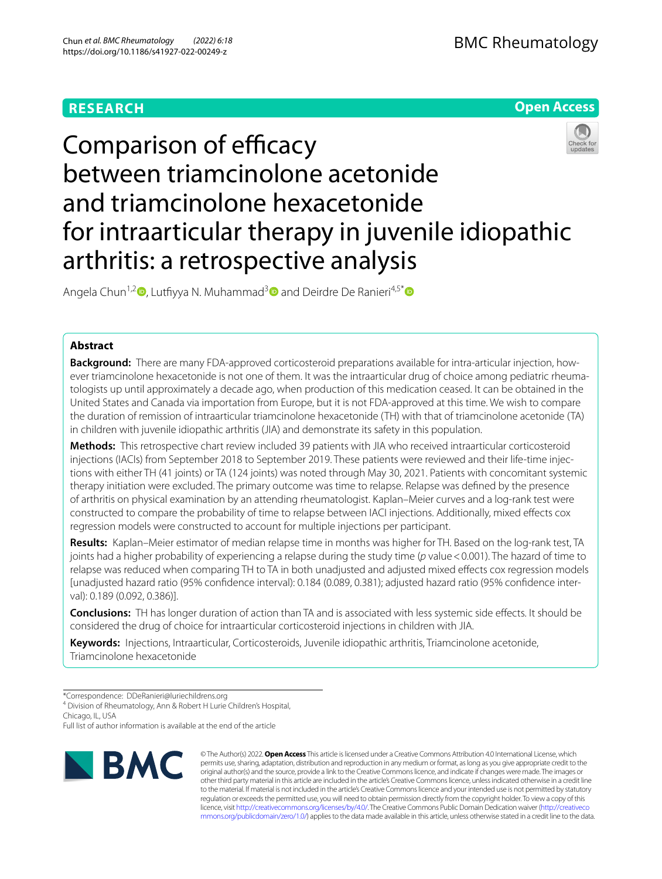RESEARCH

Open Access

# Comparison of efficacy between triamcinolone acetonide and triamcinolone hexacetonide for intraarticular therapy in juvenile idiopathic arthritis: a retrospective analysis

Angela Chun[1,2], Lutfiyya N. Muhammad[3] and Deirdre De Ranieri[4,5*]

## Abstract

**Background:** There are many FDA-approved corticosteroid preparations available for intra-articular injection, however triamcinolone hexacetonide is not one of them. It was the intraarticular drug of choice among pediatric rheumatologists up until approximately a decade ago, when production of this medication ceased. It can be obtained in the United States and Canada via importation from Europe, but it is not FDA-approved at this time. We wish to compare the duration of remission of intraarticular triamcinolone hexacetonide (TH) with that of triamcinolone acetonide (TA) in children with juvenile idiopathic arthritis (JIA) and demonstrate its safety in this population.

**Methods:** This retrospective chart review included 39 patients with JIA who received intraarticular corticosteroid injections (IACIs) from September 2018 to September 2019. These patients were reviewed and their life-time injections with either TH (41 joints) or TA (124 joints) was noted through May 30, 2021. Patients with concomitant systemic therapy initiation were excluded. The primary outcome was time to relapse. Relapse was defined by the presence of arthritis on physical examination by an attending rheumatologist. Kaplan–Meier curves and a log-rank test were constructed to compare the probability of time to relapse between IACI injections. Additionally, mixed effects cox regression models were constructed to account for multiple injections per participant.

**Results:** Kaplan–Meier estimator of median relapse time in months was higher for TH. Based on the log-rank test, TA joints had a higher probability of experiencing a relapse during the study time ($p$ value $<0.001$). The hazard of time to relapse was reduced when comparing TH to TA in both unadjusted and adjusted mixed effects cox regression models [unadjusted hazard ratio (95% confidence interval): 0.184 (0.089, 0.381); adjusted hazard ratio (95% confidence interval): 0.189 (0.092, 0.386)].

**Conclusions:** TH has longer duration of action than TA and is associated with less systemic side effects. It should be considered the drug of choice for intraarticular corticosteroid injections in children with JIA.

**Keywords:** Injections, Intraarticular, Corticosteroids, Juvenile idiopathic arthritis, Triamcinolone acetonide, Triamcinolone hexacetonide

*Correspondence: DDeRanieri@luriechildrens.org

[4] Division of Rheumatology, Ann & Robert H Lurie Children's Hospital, Chicago, IL, USA

Full list of author information is available at the end of the article

© The Author(s) 2022. **Open Access** This article is licensed under a Creative Commons Attribution 4.0 International License, which permits use, sharing, adaptation, distribution and reproduction in any medium or format, as long as you give appropriate credit to the original author(s) and the source, provide a link to the Creative Commons licence, and indicate if changes were made. The images or other third party material in this article are included in the article's Creative Commons licence, unless indicated otherwise in a credit line to the material. If material is not included in the article's Creative Commons licence and your intended use is not permitted by statutory regulation or exceeds the permitted use, you will need to obtain permission directly from the copyright holder. To view a copy of this licence, visit http://creativecommons.org/licenses/by/4.0/. The Creative Commons Public Domain Dedication waiver (http://creativecommons.org/publicdomain/zero/1.0/) applies to the data made available in this article, unless otherwise stated in a credit line to the data.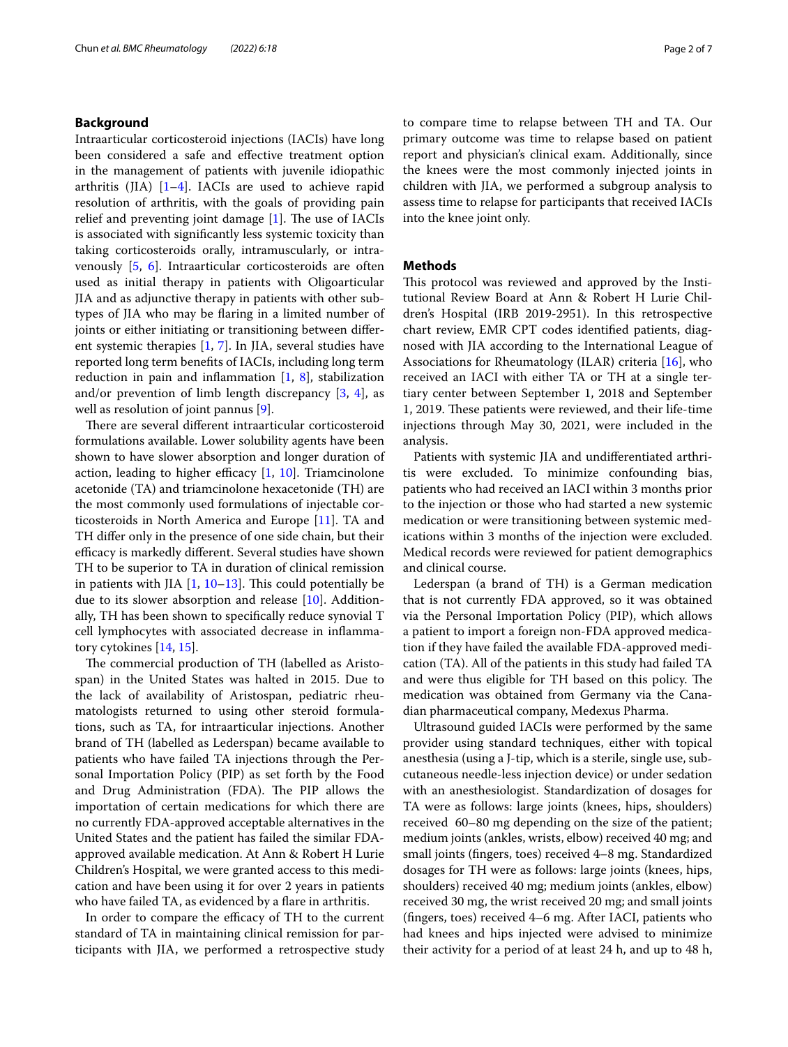## Background

Intraarticular corticosteroid injections (IACIs) have long been considered a safe and effective treatment option in the management of patients with juvenile idiopathic arthritis (JIA) [1–4]. IACIs are used to achieve rapid resolution of arthritis, with the goals of providing pain relief and preventing joint damage [1]. The use of IACIs is associated with significantly less systemic toxicity than taking corticosteroids orally, intramuscularly, or intravenously [5, 6]. Intraarticular corticosteroids are often used as initial therapy in patients with Oligoarticular JIA and as adjunctive therapy in patients with other subtypes of JIA who may be flaring in a limited number of joints or either initiating or transitioning between different systemic therapies [1, 7]. In JIA, several studies have reported long term benefits of IACIs, including long term reduction in pain and inflammation [1, 8], stabilization and/or prevention of limb length discrepancy [3, 4], as well as resolution of joint pannus [9].

There are several different intraarticular corticosteroid formulations available. Lower solubility agents have been shown to have slower absorption and longer duration of action, leading to higher efficacy [1, 10]. Triamcinolone acetonide (TA) and triamcinolone hexacetonide (TH) are the most commonly used formulations of injectable corticosteroids in North America and Europe [11]. TA and TH differ only in the presence of one side chain, but their efficacy is markedly different. Several studies have shown TH to be superior to TA in duration of clinical remission in patients with JIA [1, 10–13]. This could potentially be due to its slower absorption and release [10]. Additionally, TH has been shown to specifically reduce synovial T cell lymphocytes with associated decrease in inflammatory cytokines [14, 15].

The commercial production of TH (labelled as Aristospan) in the United States was halted in 2015. Due to the lack of availability of Aristospan, pediatric rheumatologists returned to using other steroid formulations, such as TA, for intraarticular injections. Another brand of TH (labelled as Lederspan) became available to patients who have failed TA injections through the Personal Importation Policy (PIP) as set forth by the Food and Drug Administration (FDA). The PIP allows the importation of certain medications for which there are no currently FDA-approved acceptable alternatives in the United States and the patient has failed the similar FDA-approved available medication. At Ann & Robert H Lurie Children's Hospital, we were granted access to this medication and have been using it for over 2 years in patients who have failed TA, as evidenced by a flare in arthritis.

In order to compare the efficacy of TH to the current standard of TA in maintaining clinical remission for participants with JIA, we performed a retrospective study to compare time to relapse between TH and TA. Our primary outcome was time to relapse based on patient report and physician's clinical exam. Additionally, since the knees were the most commonly injected joints in children with JIA, we performed a subgroup analysis to assess time to relapse for participants that received IACIs into the knee joint only.

## Methods

This protocol was reviewed and approved by the Institutional Review Board at Ann & Robert H Lurie Children's Hospital (IRB 2019-2951). In this retrospective chart review, EMR CPT codes identified patients, diagnosed with JIA according to the International League of Associations for Rheumatology (ILAR) criteria [16], who received an IACI with either TA or TH at a single tertiary center between September 1, 2018 and September 1, 2019. These patients were reviewed, and their life-time injections through May 30, 2021, were included in the analysis.

Patients with systemic JIA and undifferentiated arthritis were excluded. To minimize confounding bias, patients who had received an IACI within 3 months prior to the injection or those who had started a new systemic medication or were transitioning between systemic medications within 3 months of the injection were excluded. Medical records were reviewed for patient demographics and clinical course.

Lederspan (a brand of TH) is a German medication that is not currently FDA approved, so it was obtained via the Personal Importation Policy (PIP), which allows a patient to import a foreign non-FDA approved medication if they have failed the available FDA-approved medication (TA). All of the patients in this study had failed TA and were thus eligible for TH based on this policy. The medication was obtained from Germany via the Canadian pharmaceutical company, Medexus Pharma.

Ultrasound guided IACIs were performed by the same provider using standard techniques, either with topical anesthesia (using a J-tip, which is a sterile, single use, subcutaneous needle-less injection device) or under sedation with an anesthesiologist. Standardization of dosages for TA were as follows: large joints (knees, hips, shoulders) received 60–80 mg depending on the size of the patient; medium joints (ankles, wrists, elbow) received 40 mg; and small joints (fingers, toes) received 4–8 mg. Standardized dosages for TH were as follows: large joints (knees, hips, shoulders) received 40 mg; medium joints (ankles, elbow) received 30 mg, the wrist received 20 mg; and small joints (fingers, toes) received 4–6 mg. After IACI, patients who had knees and hips injected were advised to minimize their activity for a period of at least 24 h, and up to 48 h,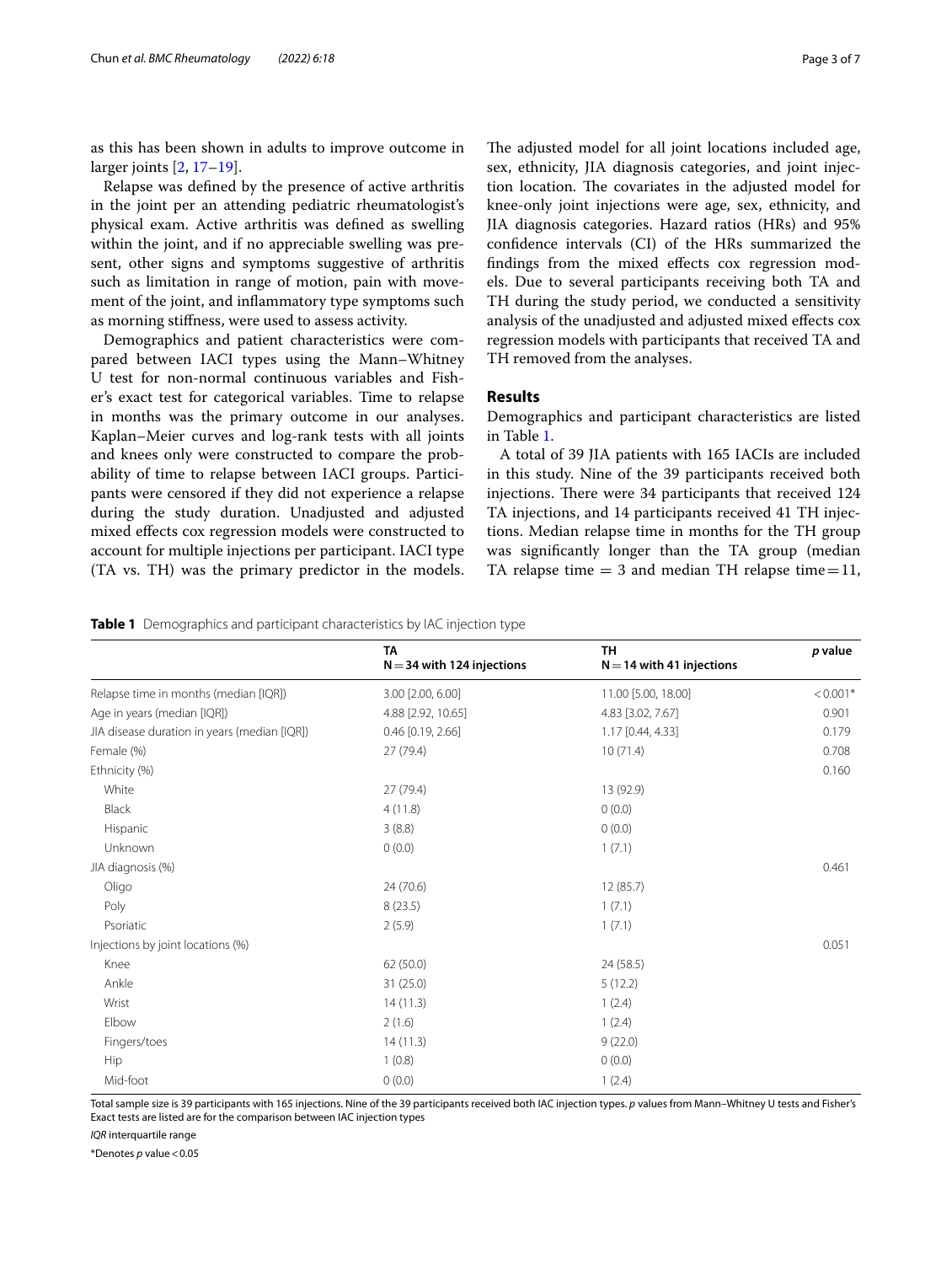as this has been shown in adults to improve outcome in larger joints [2, 17–19].

Relapse was defined by the presence of active arthritis in the joint per an attending pediatric rheumatologist's physical exam. Active arthritis was defined as swelling within the joint, and if no appreciable swelling was present, other signs and symptoms suggestive of arthritis such as limitation in range of motion, pain with movement of the joint, and inflammatory type symptoms such as morning stiffness, were used to assess activity.

Demographics and patient characteristics were compared between IACI types using the Mann–Whitney U test for non-normal continuous variables and Fisher's exact test for categorical variables. Time to relapse in months was the primary outcome in our analyses. Kaplan–Meier curves and log-rank tests with all joints and knees only were constructed to compare the probability of time to relapse between IACI groups. Participants were censored if they did not experience a relapse during the study duration. Unadjusted and adjusted mixed effects cox regression models were constructed to account for multiple injections per participant. IACI type (TA vs. TH) was the primary predictor in the models. The adjusted model for all joint locations included age, sex, ethnicity, JIA diagnosis categories, and joint injection location. The covariates in the adjusted model for knee-only joint injections were age, sex, ethnicity, and JIA diagnosis categories. Hazard ratios (HRs) and 95% confidence intervals (CI) of the HRs summarized the findings from the mixed effects cox regression models. Due to several participants receiving both TA and TH during the study period, we conducted a sensitivity analysis of the unadjusted and adjusted mixed effects cox regression models with participants that received TA and TH removed from the analyses.

## Results

Demographics and participant characteristics are listed in Table 1.

A total of 39 JIA patients with 165 IACIs are included in this study. Nine of the 39 participants received both injections. There were 34 participants that received 124 TA injections, and 14 participants received 41 TH injections. Median relapse time in months for the TH group was significantly longer than the TA group (median TA relapse time = 3 and median TH relapse time = 11,

**Table 1** Demographics and participant characteristics by IAC injection type

| | **TA** N = 34 with 124 injections | **TH** N = 14 with 41 injections | ***p* value** |
|---|---|---|---|
| Relapse time in months (median [IQR]) | 3.00 [2.00, 6.00] | 11.00 [5.00, 18.00] | < 0.001* |
| Age in years (median [IQR]) | 4.88 [2.92, 10.65] | 4.83 [3.02, 7.67] | 0.901 |
| JIA disease duration in years (median [IQR]) | 0.46 [0.19, 2.66] | 1.17 [0.44, 4.33] | 0.179 |
| Female (%) | 27 (79.4) | 10 (71.4) | 0.708 |
| Ethnicity (%) | | | 0.160 |
| White | 27 (79.4) | 13 (92.9) | |
| Black | 4 (11.8) | 0 (0.0) | |
| Hispanic | 3 (8.8) | 0 (0.0) | |
| Unknown | 0 (0.0) | 1 (7.1) | |
| JIA diagnosis (%) | | | 0.461 |
| Oligo | 24 (70.6) | 12 (85.7) | |
| Poly | 8 (23.5) | 1 (7.1) | |
| Psoriatic | 2 (5.9) | 1 (7.1) | |
| Injections by joint locations (%) | | | 0.051 |
| Knee | 62 (50.0) | 24 (58.5) | |
| Ankle | 31 (25.0) | 5 (12.2) | |
| Wrist | 14 (11.3) | 1 (2.4) | |
| Elbow | 2 (1.6) | 1 (2.4) | |
| Fingers/toes | 14 (11.3) | 9 (22.0) | |
| Hip | 1 (0.8) | 0 (0.0) | |
| Mid-foot | 0 (0.0) | 1 (2.4) | |

Total sample size is 39 participants with 165 injections. Nine of the 39 participants received both IAC injection types. *p* values from Mann–Whitney U tests and Fisher's Exact tests are listed are for the comparison between IAC injection types

*IQR* interquartile range

*Denotes *p* value < 0.05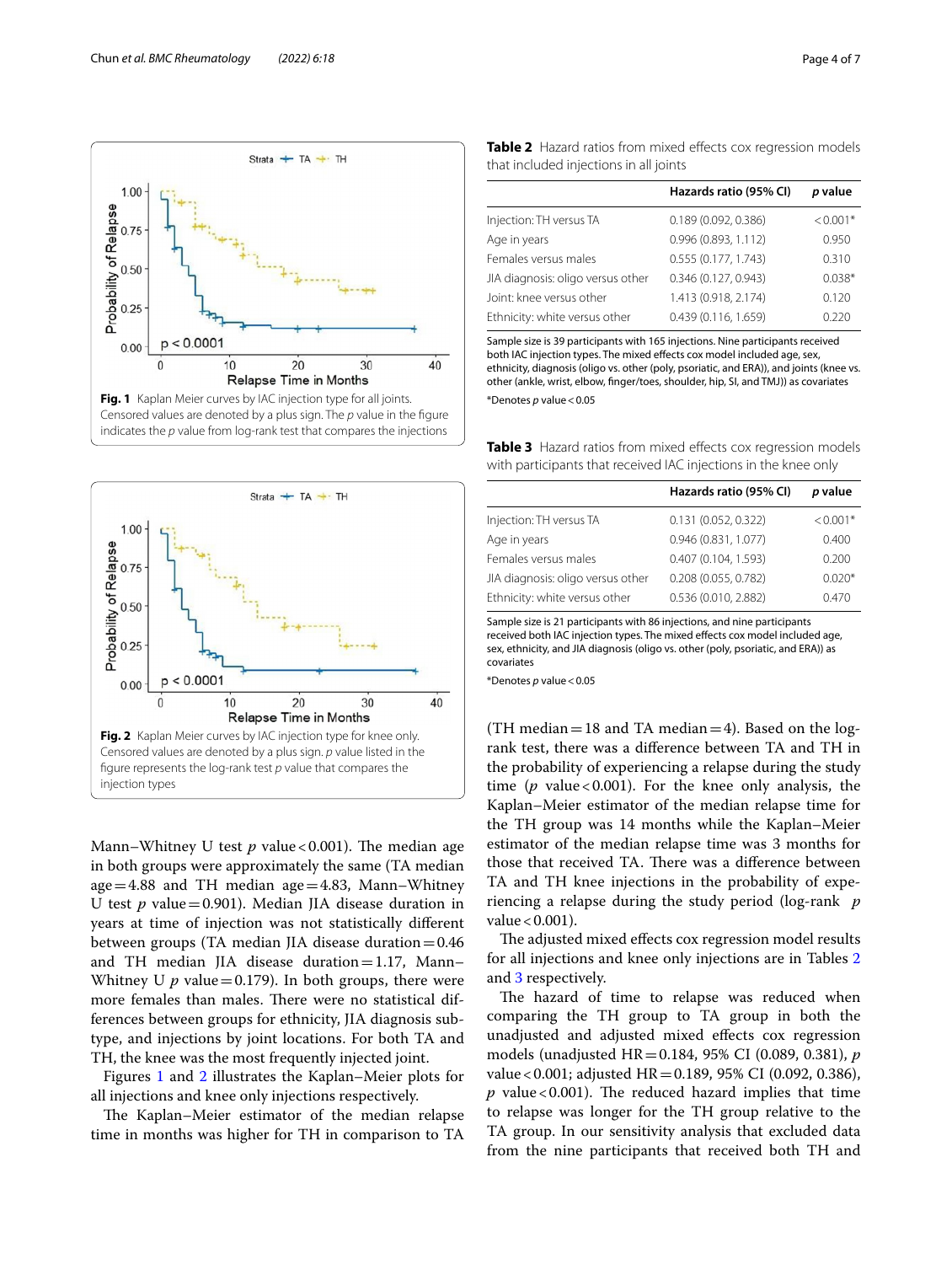Fig. 1 Kaplan Meier curves by IAC injection type for all joints. Censored values are denoted by a plus sign. The $p$ value in the figure indicates the $p$ value from log-rank test that compares the injections

Fig. 2 Kaplan Meier curves by IAC injection type for knee only. Censored values are denoted by a plus sign. $p$ value listed in the figure represents the log-rank test $p$ value that compares the injection types

Mann–Whitney U test $p$ value < 0.001). The median age in both groups were approximately the same (TA median age = 4.88 and TH median age = 4.83, Mann–Whitney U test $p$ value = 0.901). Median JIA disease duration in years at time of injection was not statistically different between groups (TA median JIA disease duration = 0.46 and TH median JIA disease duration = 1.17, Mann–Whitney U $p$ value = 0.179). In both groups, there were more females than males. There were no statistical differences between groups for ethnicity, JIA diagnosis subtype, and injections by joint locations. For both TA and TH, the knee was the most frequently injected joint.

Figures 1 and 2 illustrates the Kaplan–Meier plots for all injections and knee only injections respectively.

The Kaplan–Meier estimator of the median relapse time in months was higher for TH in comparison to TA (TH median = 18 and TA median = 4). Based on the log-rank test, there was a difference between TA and TH in the probability of experiencing a relapse during the study time ($p$ value < 0.001). For the knee only analysis, the Kaplan–Meier estimator of the median relapse time for the TH group was 14 months while the Kaplan–Meier estimator of the median relapse time was 3 months for those that received TA. There was a difference between TA and TH knee injections in the probability of experiencing a relapse during the study period (log-rank $p$ value < 0.001).

The adjusted mixed effects cox regression model results for all injections and knee only injections are in Tables 2 and 3 respectively.

The hazard of time to relapse was reduced when comparing the TH group to TA group in both the unadjusted and adjusted mixed effects cox regression models (unadjusted HR = 0.184, 95% CI (0.089, 0.381), $p$ value < 0.001; adjusted HR = 0.189, 95% CI (0.092, 0.386), $p$ value < 0.001). The reduced hazard implies that time to relapse was longer for the TH group relative to the TA group. In our sensitivity analysis that excluded data from the nine participants that received both TH and

**Table 2** Hazard ratios from mixed effects cox regression models that included injections in all joints

| | Hazards ratio (95% CI) | p value |
|---|---|---|
| Injection: TH versus TA | 0.189 (0.092, 0.386) | < 0.001* |
| Age in years | 0.996 (0.893, 1.112) | 0.950 |
| Females versus males | 0.555 (0.177, 1.743) | 0.310 |
| JIA diagnosis: oligo versus other | 0.346 (0.127, 0.943) | 0.038* |
| Joint: knee versus other | 1.413 (0.918, 2.174) | 0.120 |
| Ethnicity: white versus other | 0.439 (0.116, 1.659) | 0.220 |

Sample size is 39 participants with 165 injections. Nine participants received both IAC injection types. The mixed effects cox model included age, sex, ethnicity, diagnosis (oligo vs. other (poly, psoriatic, and ERA)), and joints (knee vs. other (ankle, wrist, elbow, finger/toes, shoulder, hip, SI, and TMJ)) as covariates

*Denotes $p$ value < 0.05

**Table 3** Hazard ratios from mixed effects cox regression models with participants that received IAC injections in the knee only

| | Hazards ratio (95% CI) | p value |
|---|---|---|
| Injection: TH versus TA | 0.131 (0.052, 0.322) | < 0.001* |
| Age in years | 0.946 (0.831, 1.077) | 0.400 |
| Females versus males | 0.407 (0.104, 1.593) | 0.200 |
| JIA diagnosis: oligo versus other | 0.208 (0.055, 0.782) | 0.020* |
| Ethnicity: white versus other | 0.536 (0.010, 2.882) | 0.470 |

Sample size is 21 participants with 86 injections, and nine participants received both IAC injection types. The mixed effects cox model included age, sex, ethnicity, and JIA diagnosis (oligo vs. other (poly, psoriatic, and ERA)) as covariates

*Denotes $p$ value < 0.05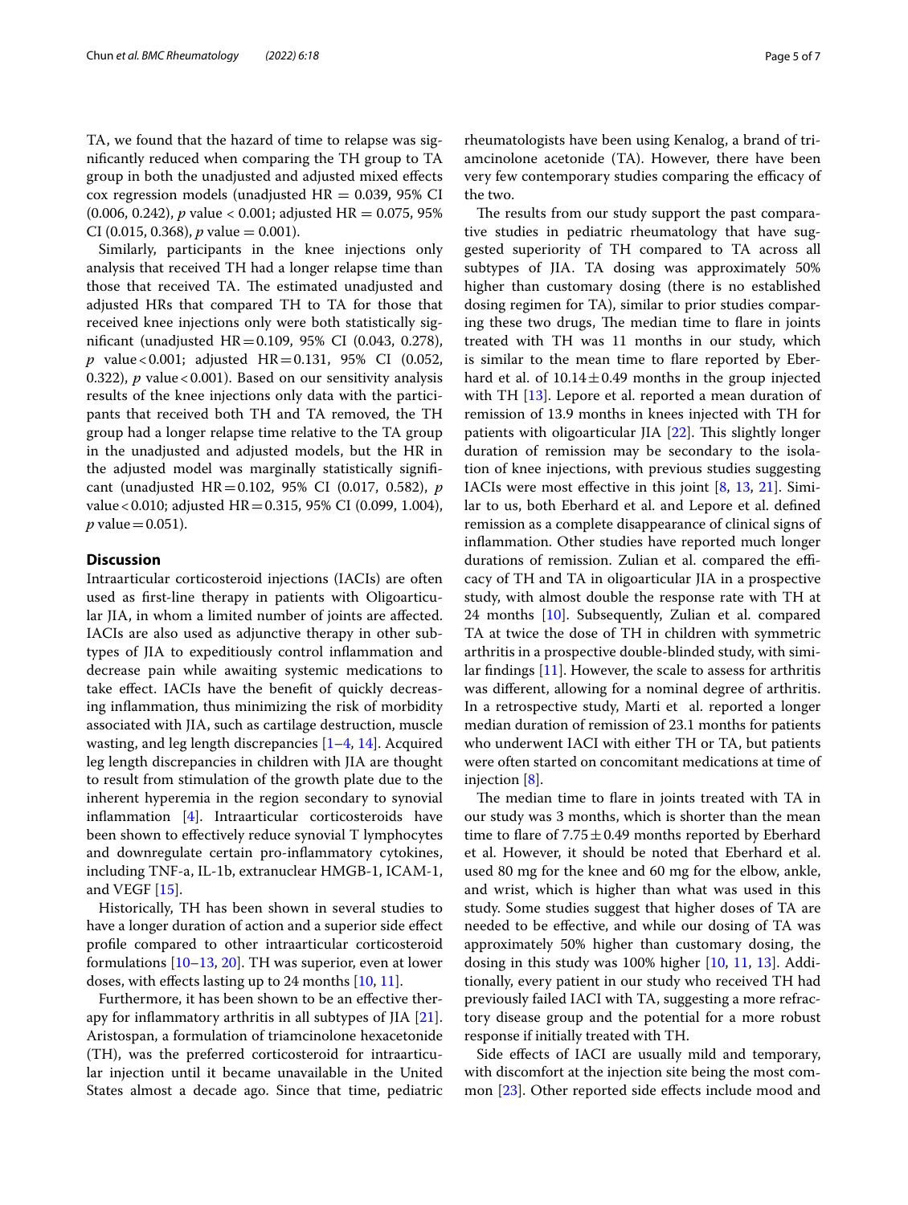TA, we found that the hazard of time to relapse was significantly reduced when comparing the TH group to TA group in both the unadjusted and adjusted mixed effects cox regression models (unadjusted HR = 0.039, 95% CI (0.006, 0.242), *p* value < 0.001; adjusted HR = 0.075, 95% CI (0.015, 0.368), *p* value = 0.001).

Similarly, participants in the knee injections only analysis that received TH had a longer relapse time than those that received TA. The estimated unadjusted and adjusted HRs that compared TH to TA for those that received knee injections only were both statistically significant (unadjusted HR = 0.109, 95% CI (0.043, 0.278), *p* value < 0.001; adjusted HR = 0.131, 95% CI (0.052, 0.322), *p* value < 0.001). Based on our sensitivity analysis results of the knee injections only data with the participants that received both TH and TA removed, the TH group had a longer relapse time relative to the TA group in the unadjusted and adjusted models, but the HR in the adjusted model was marginally statistically significant (unadjusted HR = 0.102, 95% CI (0.017, 0.582), *p* value < 0.010; adjusted HR = 0.315, 95% CI (0.099, 1.004), *p* value = 0.051).

## Discussion

Intraarticular corticosteroid injections (IACIs) are often used as first-line therapy in patients with Oligoarticular JIA, in whom a limited number of joints are affected. IACIs are also used as adjunctive therapy in other subtypes of JIA to expeditiously control inflammation and decrease pain while awaiting systemic medications to take effect. IACIs have the benefit of quickly decreasing inflammation, thus minimizing the risk of morbidity associated with JIA, such as cartilage destruction, muscle wasting, and leg length discrepancies [1–4, 14]. Acquired leg length discrepancies in children with JIA are thought to result from stimulation of the growth plate due to the inherent hyperemia in the region secondary to synovial inflammation [4]. Intraarticular corticosteroids have been shown to effectively reduce synovial T lymphocytes and downregulate certain pro-inflammatory cytokines, including TNF-a, IL-1b, extranuclear HMGB-1, ICAM-1, and VEGF [15].

Historically, TH has been shown in several studies to have a longer duration of action and a superior side effect profile compared to other intraarticular corticosteroid formulations [10–13, 20]. TH was superior, even at lower doses, with effects lasting up to 24 months [10, 11].

Furthermore, it has been shown to be an effective therapy for inflammatory arthritis in all subtypes of JIA [21]. Aristospan, a formulation of triamcinolone hexacetonide (TH), was the preferred corticosteroid for intraarticular injection until it became unavailable in the United States almost a decade ago. Since that time, pediatric rheumatologists have been using Kenalog, a brand of triamcinolone acetonide (TA). However, there have been very few contemporary studies comparing the efficacy of the two.

The results from our study support the past comparative studies in pediatric rheumatology that have suggested superiority of TH compared to TA across all subtypes of JIA. TA dosing was approximately 50% higher than customary dosing (there is no established dosing regimen for TA), similar to prior studies comparing these two drugs, The median time to flare in joints treated with TH was 11 months in our study, which is similar to the mean time to flare reported by Eberhard et al. of 10.14 ± 0.49 months in the group injected with TH [13]. Lepore et al. reported a mean duration of remission of 13.9 months in knees injected with TH for patients with oligoarticular JIA [22]. This slightly longer duration of remission may be secondary to the isolation of knee injections, with previous studies suggesting IACIs were most effective in this joint [8, 13, 21]. Similar to us, both Eberhard et al. and Lepore et al. defined remission as a complete disappearance of clinical signs of inflammation. Other studies have reported much longer durations of remission. Zulian et al. compared the efficacy of TH and TA in oligoarticular JIA in a prospective study, with almost double the response rate with TH at 24 months [10]. Subsequently, Zulian et al. compared TA at twice the dose of TH in children with symmetric arthritis in a prospective double-blinded study, with similar findings [11]. However, the scale to assess for arthritis was different, allowing for a nominal degree of arthritis. In a retrospective study, Marti et al. reported a longer median duration of remission of 23.1 months for patients who underwent IACI with either TH or TA, but patients were often started on concomitant medications at time of injection [8].

The median time to flare in joints treated with TA in our study was 3 months, which is shorter than the mean time to flare of 7.75 ± 0.49 months reported by Eberhard et al. However, it should be noted that Eberhard et al. used 80 mg for the knee and 60 mg for the elbow, ankle, and wrist, which is higher than what was used in this study. Some studies suggest that higher doses of TA are needed to be effective, and while our dosing of TA was approximately 50% higher than customary dosing, the dosing in this study was 100% higher [10, 11, 13]. Additionally, every patient in our study who received TH had previously failed IACI with TA, suggesting a more refractory disease group and the potential for a more robust response if initially treated with TH.

Side effects of IACI are usually mild and temporary, with discomfort at the injection site being the most common [23]. Other reported side effects include mood and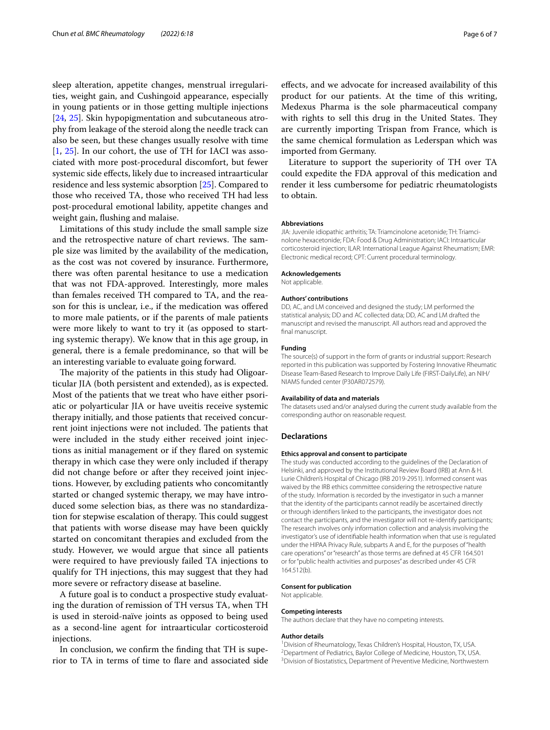sleep alteration, appetite changes, menstrual irregularities, weight gain, and Cushingoid appearance, especially in young patients or in those getting multiple injections [24, 25]. Skin hypopigmentation and subcutaneous atrophy from leakage of the steroid along the needle track can also be seen, but these changes usually resolve with time [1, 25]. In our cohort, the use of TH for IACI was associated with more post-procedural discomfort, but fewer systemic side effects, likely due to increased intraarticular residence and less systemic absorption [25]. Compared to those who received TA, those who received TH had less post-procedural emotional lability, appetite changes and weight gain, flushing and malaise.

Limitations of this study include the small sample size and the retrospective nature of chart reviews. The sample size was limited by the availability of the medication, as the cost was not covered by insurance. Furthermore, there was often parental hesitance to use a medication that was not FDA-approved. Interestingly, more males than females received TH compared to TA, and the reason for this is unclear, i.e., if the medication was offered to more male patients, or if the parents of male patients were more likely to want to try it (as opposed to starting systemic therapy). We know that in this age group, in general, there is a female predominance, so that will be an interesting variable to evaluate going forward.

The majority of the patients in this study had Oligoarticular JIA (both persistent and extended), as is expected. Most of the patients that we treat who have either psoriatic or polyarticular JIA or have uveitis receive systemic therapy initially, and those patients that received concurrent joint injections were not included. The patients that were included in the study either received joint injections as initial management or if they flared on systemic therapy in which case they were only included if therapy did not change before or after they received joint injections. However, by excluding patients who concomitantly started or changed systemic therapy, we may have introduced some selection bias, as there was no standardization for stepwise escalation of therapy. This could suggest that patients with worse disease may have been quickly started on concomitant therapies and excluded from the study. However, we would argue that since all patients were required to have previously failed TA injections to qualify for TH injections, this may suggest that they had more severe or refractory disease at baseline.

A future goal is to conduct a prospective study evaluating the duration of remission of TH versus TA, when TH is used in steroid-naïve joints as opposed to being used as a second-line agent for intraarticular corticosteroid injections.

In conclusion, we confirm the finding that TH is superior to TA in terms of time to flare and associated side effects, and we advocate for increased availability of this product for our patients. At the time of this writing, Medexus Pharma is the sole pharmaceutical company with rights to sell this drug in the United States. They are currently importing Trispan from France, which is the same chemical formulation as Lederspan which was imported from Germany.

Literature to support the superiority of TH over TA could expedite the FDA approval of this medication and render it less cumbersome for pediatric rheumatologists to obtain.

#### Abbreviations

JIA: Juvenile idiopathic arthritis; TA: Triamcinolone acetonide; TH: Triamcinolone hexacetonide; FDA: Food & Drug Administration; IACI: Intraarticular corticosteroid injection; ILAR: International League Against Rheumatism; EMR: Electronic medical record; CPT: Current procedural terminology.

#### Acknowledgements

Not applicable.

#### Authors' contributions

DD, AC, and LM conceived and designed the study; LM performed the statistical analysis; DD and AC collected data; DD, AC and LM drafted the manuscript and revised the manuscript. All authors read and approved the final manuscript.

#### Funding

The source(s) of support in the form of grants or industrial support: Research reported in this publication was supported by Fostering Innovative Rheumatic Disease Team-Based Research to Improve Daily Life (FIRST-DailyLife), an NIH/NIAMS funded center (P30AR072579).

#### Availability of data and materials

The datasets used and/or analysed during the current study available from the corresponding author on reasonable request.

## Declarations

#### Ethics approval and consent to participate

The study was conducted according to the guidelines of the Declaration of Helsinki, and approved by the Institutional Review Board (IRB) at Ann & H. Lurie Children's Hospital of Chicago (IRB 2019-2951). Informed consent was waived by the IRB ethics committee considering the retrospective nature of the study. Information is recorded by the investigator in such a manner that the identity of the participants cannot readily be ascertained directly or through identifiers linked to the participants, the investigator does not contact the participants, and the investigator will not re-identify participants; The research involves only information collection and analysis involving the investigator's use of identifiable health information when that use is regulated under the HIPAA Privacy Rule, subparts A and E, for the purposes of "health care operations" or "research" as those terms are defined at 45 CFR 164.501 or for "public health activities and purposes" as described under 45 CFR 164.512(b).

#### Consent for publication

Not applicable.

#### Competing interests

The authors declare that they have no competing interests.

#### Author details

[1] Division of Rheumatology, Texas Children's Hospital, Houston, TX, USA. [2] Department of Pediatrics, Baylor College of Medicine, Houston, TX, USA. [3] Division of Biostatistics, Department of Preventive Medicine, Northwestern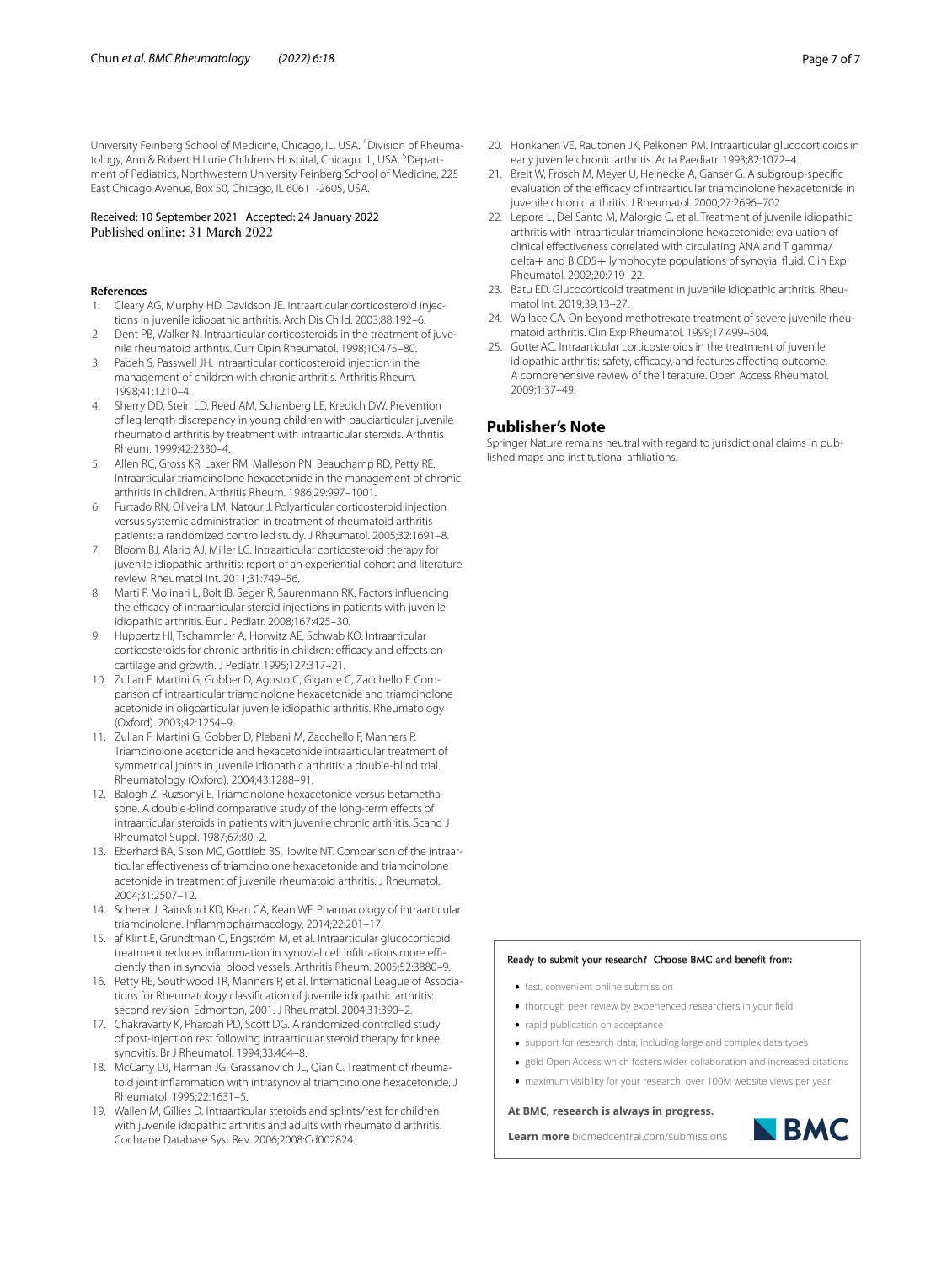University Feinberg School of Medicine, Chicago, IL, USA. [4]Division of Rheumatology, Ann & Robert H Lurie Children's Hospital, Chicago, IL, USA. [5]Department of Pediatrics, Northwestern University Feinberg School of Medicine, 225 East Chicago Avenue, Box 50, Chicago, IL 60611-2605, USA.

Received: 10 September 2021 Accepted: 24 January 2022
Published online: 31 March 2022

## References

1. Cleary AG, Murphy HD, Davidson JE. Intraarticular corticosteroid injections in juvenile idiopathic arthritis. Arch Dis Child. 2003;88:192–6.
2. Dent PB, Walker N. Intraarticular corticosteroids in the treatment of juvenile rheumatoid arthritis. Curr Opin Rheumatol. 1998;10:475–80.
3. Padeh S, Passwell JH. Intraarticular corticosteroid injection in the management of children with chronic arthritis. Arthritis Rheum. 1998;41:1210–4.
4. Sherry DD, Stein LD, Reed AM, Schanberg LE, Kredich DW. Prevention of leg length discrepancy in young children with pauciarticular juvenile rheumatoid arthritis by treatment with intraarticular steroids. Arthritis Rheum. 1999;42:2330–4.
5. Allen RC, Gross KR, Laxer RM, Malleson PN, Beauchamp RD, Petty RE. Intraarticular triamcinolone hexacetonide in the management of chronic arthritis in children. Arthritis Rheum. 1986;29:997–1001.
6. Furtado RN, Oliveira LM, Natour J. Polyarticular corticosteroid injection versus systemic administration in treatment of rheumatoid arthritis patients: a randomized controlled study. J Rheumatol. 2005;32:1691–8.
7. Bloom BJ, Alario AJ, Miller LC. Intraarticular corticosteroid therapy for juvenile idiopathic arthritis: report of an experiential cohort and literature review. Rheumatol Int. 2011;31:749–56.
8. Marti P, Molinari L, Bolt IB, Seger R, Saurenmann RK. Factors influencing the efficacy of intraarticular steroid injections in patients with juvenile idiopathic arthritis. Eur J Pediatr. 2008;167:425–30.
9. Huppertz HI, Tschammler A, Horwitz AE, Schwab KO. Intraarticular corticosteroids for chronic arthritis in children: efficacy and effects on cartilage and growth. J Pediatr. 1995;127:317–21.
10. Zulian F, Martini G, Gobber D, Agosto C, Gigante C, Zacchello F. Comparison of intraarticular triamcinolone hexacetonide and triamcinolone acetonide in oligoarticular juvenile idiopathic arthritis. Rheumatology (Oxford). 2003;42:1254–9.
11. Zulian F, Martini G, Gobber D, Plebani M, Zacchello F, Manners P. Triamcinolone acetonide and hexacetonide intraarticular treatment of symmetrical joints in juvenile idiopathic arthritis: a double-blind trial. Rheumatology (Oxford). 2004;43:1288–91.
12. Balogh Z, Ruzsonyi E. Triamcinolone hexacetonide versus betamethasone. A double-blind comparative study of the long-term effects of intraarticular steroids in patients with juvenile chronic arthritis. Scand J Rheumatol Suppl. 1987;67:80–2.
13. Eberhard BA, Sison MC, Gottlieb BS, Ilowite NT. Comparison of the intraarticular effectiveness of triamcinolone hexacetonide and triamcinolone acetonide in treatment of juvenile rheumatoid arthritis. J Rheumatol. 2004;31:2507–12.
14. Scherer J, Rainsford KD, Kean CA, Kean WF. Pharmacology of intraarticular triamcinolone. Inflammopharmacology. 2014;22:201–17.
15. af Klint E, Grundtman C, Engström M, et al. Intraarticular glucocorticoid treatment reduces inflammation in synovial cell infiltrations more efficiently than in synovial blood vessels. Arthritis Rheum. 2005;52:3880–9.
16. Petty RE, Southwood TR, Manners P, et al. International League of Associations for Rheumatology classification of juvenile idiopathic arthritis: second revision, Edmonton, 2001. J Rheumatol. 2004;31:390–2.
17. Chakravarty K, Pharoah PD, Scott DG. A randomized controlled study of post-injection rest following intraarticular steroid therapy for knee synovitis. Br J Rheumatol. 1994;33:464–8.
18. McCarty DJ, Harman JG, Grassanovich JL, Qian C. Treatment of rheumatoid joint inflammation with intrasynovial triamcinolone hexacetonide. J Rheumatol. 1995;22:1631–5.
19. Wallen M, Gillies D. Intraarticular steroids and splints/rest for children with juvenile idiopathic arthritis and adults with rheumatoid arthritis. Cochrane Database Syst Rev. 2006;2008:Cd002824.
20. Honkanen VE, Rautonen JK, Pelkonen PM. Intraarticular glucocorticoids in early juvenile chronic arthritis. Acta Paediatr. 1993;82:1072–4.
21. Breit W, Frosch M, Meyer U, Heinecke A, Ganser G. A subgroup-specific evaluation of the efficacy of intraarticular triamcinolone hexacetonide in juvenile chronic arthritis. J Rheumatol. 2000;27:2696–702.
22. Lepore L, Del Santo M, Malorgio C, et al. Treatment of juvenile idiopathic arthritis with intraarticular triamcinolone hexacetonide: evaluation of clinical effectiveness correlated with circulating ANA and T gamma/delta+ and B CD5+ lymphocyte populations of synovial fluid. Clin Exp Rheumatol. 2002;20:719–22.
23. Batu ED. Glucocorticoid treatment in juvenile idiopathic arthritis. Rheumatol Int. 2019;39:13–27.
24. Wallace CA. On beyond methotrexate treatment of severe juvenile rheumatoid arthritis. Clin Exp Rheumatol. 1999;17:499–504.
25. Gotte AC. Intraarticular corticosteroids in the treatment of juvenile idiopathic arthritis: safety, efficacy, and features affecting outcome. A comprehensive review of the literature. Open Access Rheumatol. 2009;1:37–49.

## Publisher's Note

Springer Nature remains neutral with regard to jurisdictional claims in published maps and institutional affiliations.

Ready to submit your research? Choose BMC and benefit from:

- fast, convenient online submission
- thorough peer review by experienced researchers in your field
- rapid publication on acceptance
- support for research data, including large and complex data types
- gold Open Access which fosters wider collaboration and increased citations
- maximum visibility for your research: over 100M website views per year

**At BMC, research is always in progress.**

**Learn more** biomedcentral.com/submissions